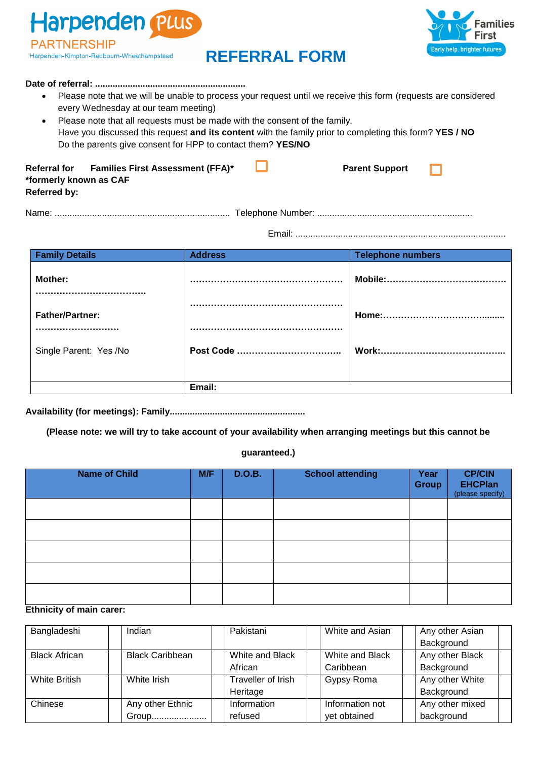Harpenden PLUS PARTNERSHIP
Harpenden-Kimpton-Redbourn-Wheathampstead

Families First — Early help, brighter futures

# REFERRAL FORM

**Date of referral: ............................................................**

- Please note that we will be unable to process your request until we receive this form (requests are considered every Wednesday at our team meeting)
- Please note that all requests must be made with the consent of the family.
  Have you discussed this request **and its content** with the family prior to completing this form? **YES / NO**
  Do the parents give consent for HPP to contact them? **YES/NO**

**Referral for** **Families First Assessment (FFA)*** ☐ **Parent Support** ☐
**\*formerly known as CAF**
**Referred by:**

Name: ..................................................................... Telephone Number: .............................................................

Email: ...................................................................................

| Family Details | Address | Telephone numbers |
|---|---|---|
| **Mother:** ………………………………… | ……………………………………………… | **Mobile:**………………………………… |
| **Father/Partner:** ……………………… | ……………………………………………… | **Home:**………………………………...…. |
| Single Parent: Yes /No | ……………………………………………… **Post Code** …………………………….. | **Work:**…………………………………….. |
| | **Email:** | |

**Availability (for meetings): Family.....................................................**

**(Please note: we will try to take account of your availability when arranging meetings but this cannot be guaranteed.)**

| Name of Child | M/F | D.O.B. | School attending | Year Group | CP/CIN EHCPlan (please specify) |
|---|---|---|---|---|---|
| | | | | | |
| | | | | | |
| | | | | | |
| | | | | | |
| | | | | | |

**Ethnicity of main carer:**

| | | | | | | | | | |
|---|---|---|---|---|---|---|---|---|---|
| Bangladeshi | | Indian | | Pakistani | | White and Asian | | Any other Asian Background | |
| Black African | | Black Caribbean | | White and Black African | | White and Black Caribbean | | Any other Black Background | |
| White British | | White Irish | | Traveller of Irish Heritage | | Gypsy Roma | | Any other White Background | |
| Chinese | | Any other Ethnic Group...................... | | Information refused | | Information not yet obtained | | Any other mixed background | |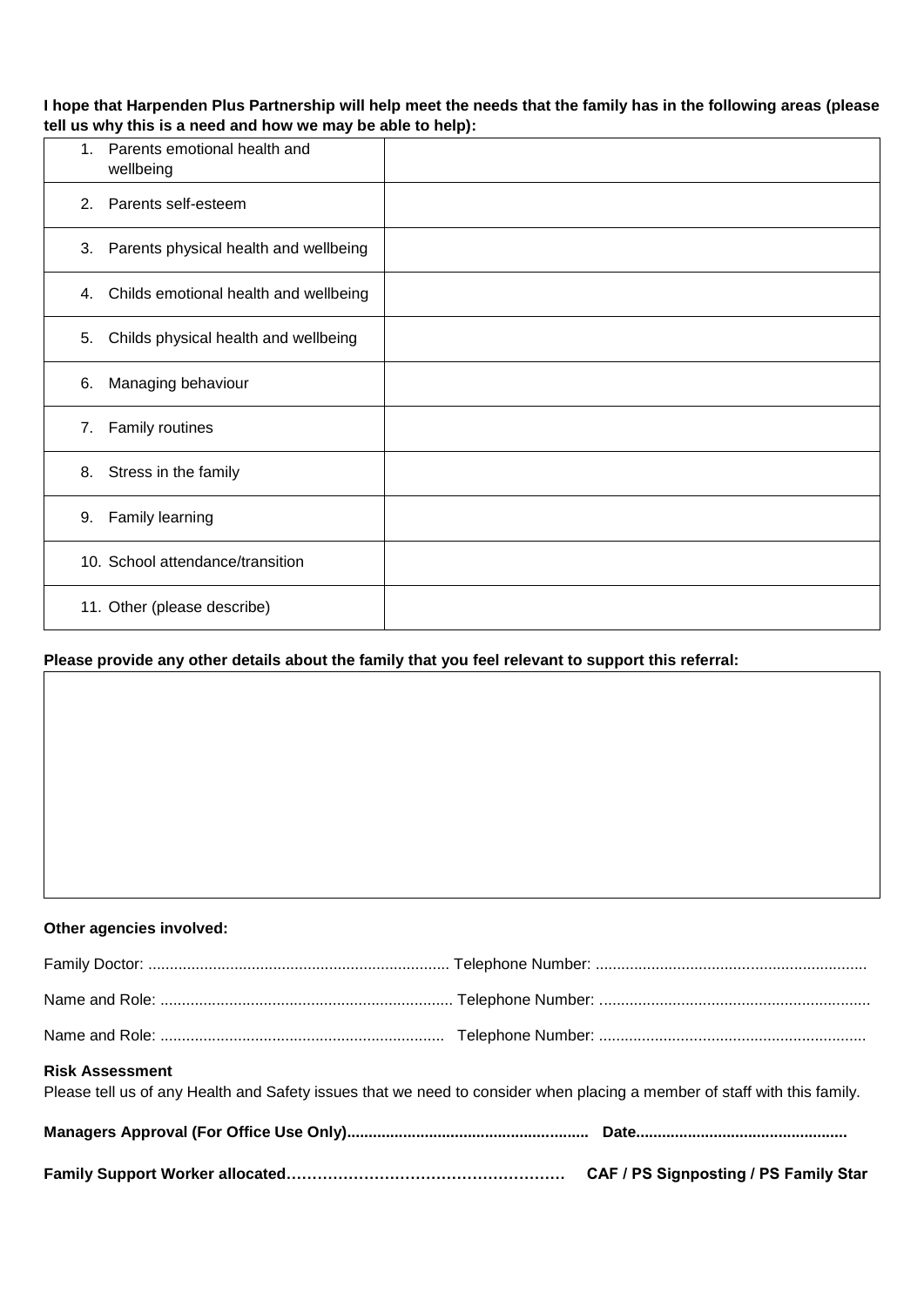**I hope that Harpenden Plus Partnership will help meet the needs that the family has in the following areas (please tell us why this is a need and how we may be able to help):**

| | |
|---|---|
| 1. Parents emotional health and wellbeing | |
| 2. Parents self-esteem | |
| 3. Parents physical health and wellbeing | |
| 4. Childs emotional health and wellbeing | |
| 5. Childs physical health and wellbeing | |
| 6. Managing behaviour | |
| 7. Family routines | |
| 8. Stress in the family | |
| 9. Family learning | |
| 10. School attendance/transition | |
| 11. Other (please describe) | |

**Please provide any other details about the family that you feel relevant to support this referral:**

| |
|---|
| |

**Other agencies involved:**

Family Doctor: ..................................................................... Telephone Number: ..............................................................

Name and Role: .................................................................... Telephone Number: ..............................................................

Name and Role: .................................................................. Telephone Number: ..............................................................

**Risk Assessment**

Please tell us of any Health and Safety issues that we need to consider when placing a member of staff with this family.

**Managers Approval (For Office Use Only)....................................................... Date................................................**

**Family Support Worker allocated……………………………………………… CAF / PS Signposting / PS Family Star**